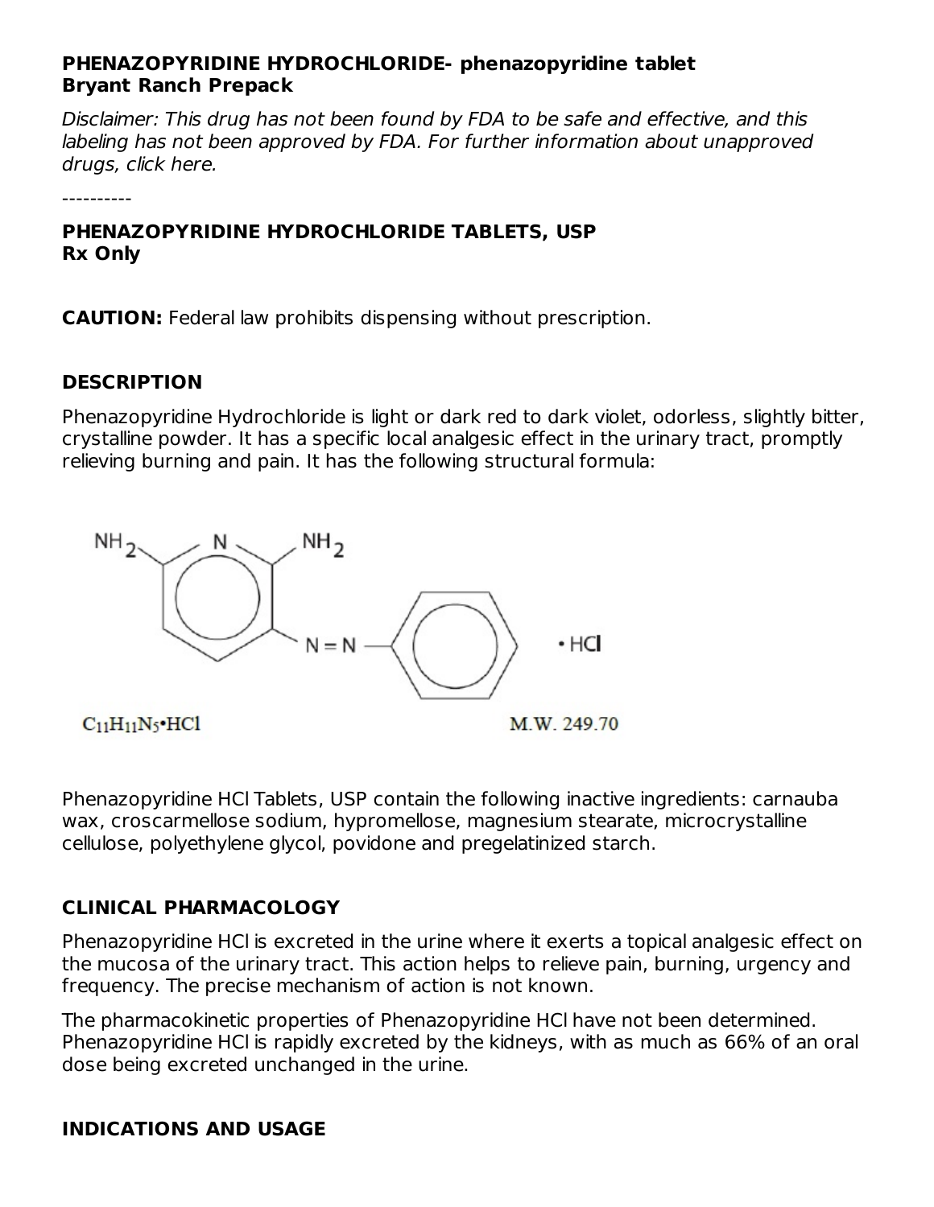**PHENAZOPYRIDINE HYDROCHLORIDE- phenazopyridine tablet**
**Bryant Ranch Prepack**

*Disclaimer: This drug has not been found by FDA to be safe and effective, and this labeling has not been approved by FDA. For further information about unapproved drugs, click here.*

----------

**PHENAZOPYRIDINE HYDROCHLORIDE TABLETS, USP**
**Rx Only**

**CAUTION:** Federal law prohibits dispensing without prescription.

## DESCRIPTION

Phenazopyridine Hydrochloride is light or dark red to dark violet, odorless, slightly bitter, crystalline powder. It has a specific local analgesic effect in the urinary tract, promptly relieving burning and pain. It has the following structural formula:

$C_{11}H_{11}N_5 \cdot HCl$ M.W. 249.70

Phenazopyridine HCl Tablets, USP contain the following inactive ingredients: carnauba wax, croscarmellose sodium, hypromellose, magnesium stearate, microcrystalline cellulose, polyethylene glycol, povidone and pregelatinized starch.

## CLINICAL PHARMACOLOGY

Phenazopyridine HCl is excreted in the urine where it exerts a topical analgesic effect on the mucosa of the urinary tract. This action helps to relieve pain, burning, urgency and frequency. The precise mechanism of action is not known.

The pharmacokinetic properties of Phenazopyridine HCl have not been determined. Phenazopyridine HCl is rapidly excreted by the kidneys, with as much as 66% of an oral dose being excreted unchanged in the urine.

## INDICATIONS AND USAGE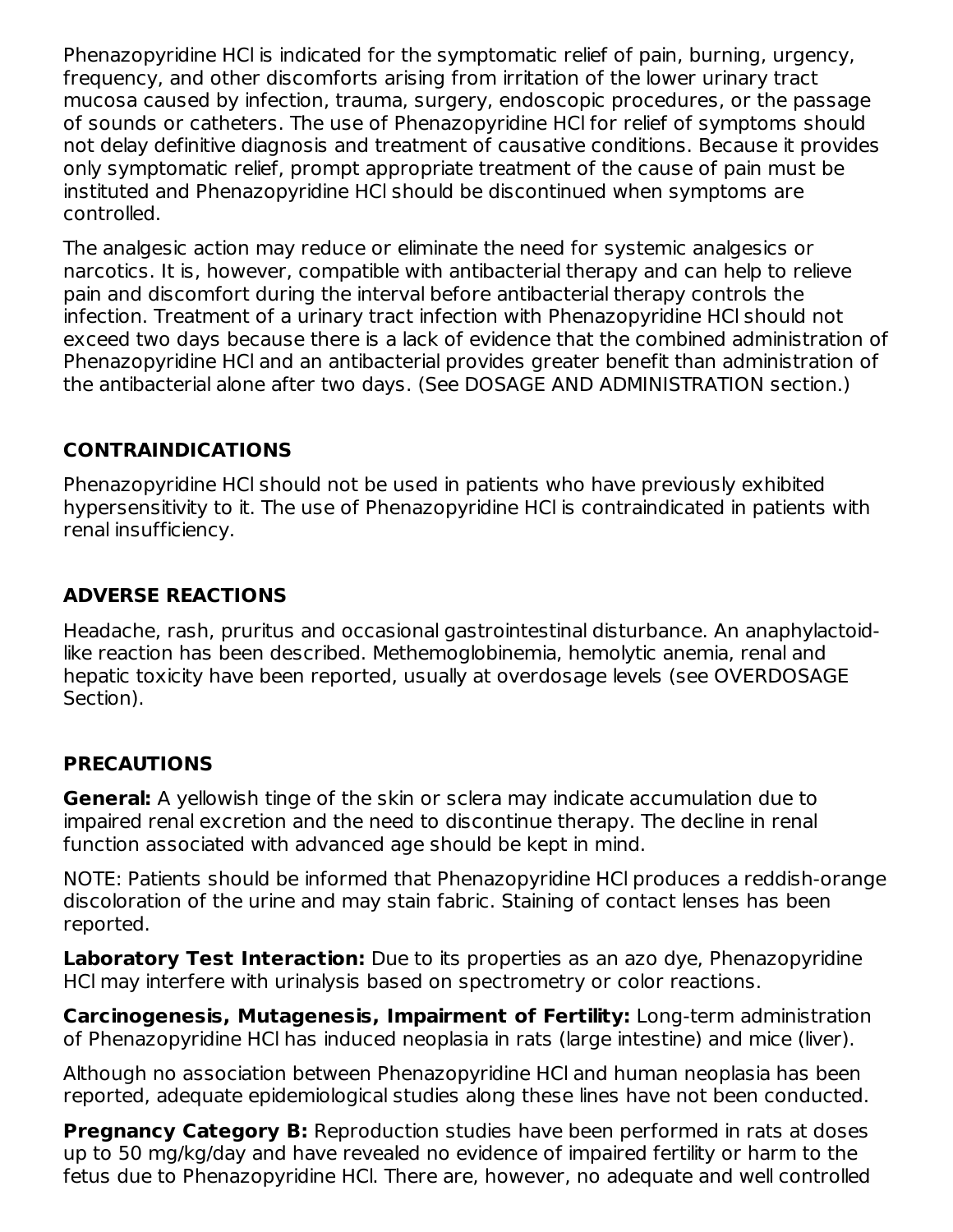Phenazopyridine HCl is indicated for the symptomatic relief of pain, burning, urgency, frequency, and other discomforts arising from irritation of the lower urinary tract mucosa caused by infection, trauma, surgery, endoscopic procedures, or the passage of sounds or catheters. The use of Phenazopyridine HCl for relief of symptoms should not delay definitive diagnosis and treatment of causative conditions. Because it provides only symptomatic relief, prompt appropriate treatment of the cause of pain must be instituted and Phenazopyridine HCl should be discontinued when symptoms are controlled.

The analgesic action may reduce or eliminate the need for systemic analgesics or narcotics. It is, however, compatible with antibacterial therapy and can help to relieve pain and discomfort during the interval before antibacterial therapy controls the infection. Treatment of a urinary tract infection with Phenazopyridine HCl should not exceed two days because there is a lack of evidence that the combined administration of Phenazopyridine HCl and an antibacterial provides greater benefit than administration of the antibacterial alone after two days. (See DOSAGE AND ADMINISTRATION section.)

## CONTRAINDICATIONS

Phenazopyridine HCl should not be used in patients who have previously exhibited hypersensitivity to it. The use of Phenazopyridine HCl is contraindicated in patients with renal insufficiency.

## ADVERSE REACTIONS

Headache, rash, pruritus and occasional gastrointestinal disturbance. An anaphylactoid-like reaction has been described. Methemoglobinemia, hemolytic anemia, renal and hepatic toxicity have been reported, usually at overdosage levels (see OVERDOSAGE Section).

## PRECAUTIONS

**General:** A yellowish tinge of the skin or sclera may indicate accumulation due to impaired renal excretion and the need to discontinue therapy. The decline in renal function associated with advanced age should be kept in mind.

NOTE: Patients should be informed that Phenazopyridine HCl produces a reddish-orange discoloration of the urine and may stain fabric. Staining of contact lenses has been reported.

**Laboratory Test Interaction:** Due to its properties as an azo dye, Phenazopyridine HCl may interfere with urinalysis based on spectrometry or color reactions.

**Carcinogenesis, Mutagenesis, Impairment of Fertility:** Long-term administration of Phenazopyridine HCl has induced neoplasia in rats (large intestine) and mice (liver).

Although no association between Phenazopyridine HCl and human neoplasia has been reported, adequate epidemiological studies along these lines have not been conducted.

**Pregnancy Category B:** Reproduction studies have been performed in rats at doses up to 50 mg/kg/day and have revealed no evidence of impaired fertility or harm to the fetus due to Phenazopyridine HCl. There are, however, no adequate and well controlled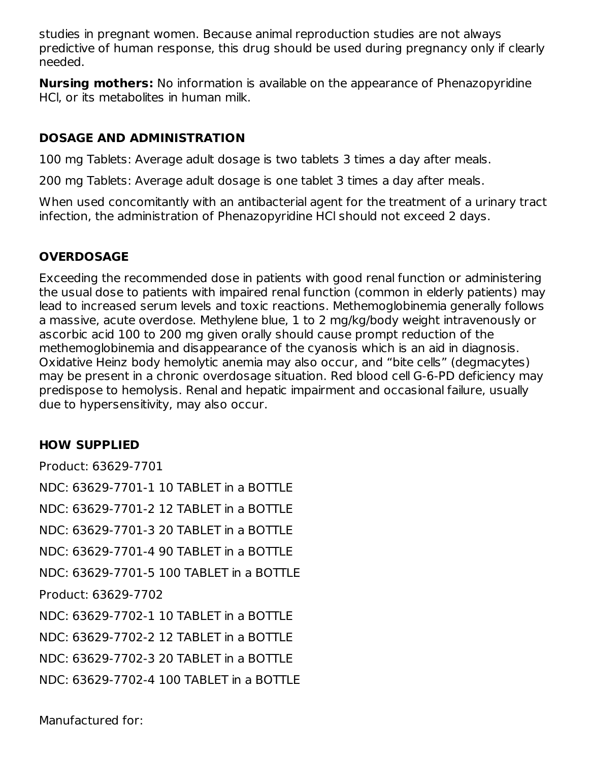studies in pregnant women. Because animal reproduction studies are not always predictive of human response, this drug should be used during pregnancy only if clearly needed.

**Nursing mothers:** No information is available on the appearance of Phenazopyridine HCl, or its metabolites in human milk.

## DOSAGE AND ADMINISTRATION

100 mg Tablets: Average adult dosage is two tablets 3 times a day after meals.

200 mg Tablets: Average adult dosage is one tablet 3 times a day after meals.

When used concomitantly with an antibacterial agent for the treatment of a urinary tract infection, the administration of Phenazopyridine HCl should not exceed 2 days.

## OVERDOSAGE

Exceeding the recommended dose in patients with good renal function or administering the usual dose to patients with impaired renal function (common in elderly patients) may lead to increased serum levels and toxic reactions. Methemoglobinemia generally follows a massive, acute overdose. Methylene blue, 1 to 2 mg/kg/body weight intravenously or ascorbic acid 100 to 200 mg given orally should cause prompt reduction of the methemoglobinemia and disappearance of the cyanosis which is an aid in diagnosis. Oxidative Heinz body hemolytic anemia may also occur, and “bite cells” (degmacytes) may be present in a chronic overdosage situation. Red blood cell G-6-PD deficiency may predispose to hemolysis. Renal and hepatic impairment and occasional failure, usually due to hypersensitivity, may also occur.

## HOW SUPPLIED

Product: 63629-7701

NDC: 63629-7701-1 10 TABLET in a BOTTLE

NDC: 63629-7701-2 12 TABLET in a BOTTLE

NDC: 63629-7701-3 20 TABLET in a BOTTLE

NDC: 63629-7701-4 90 TABLET in a BOTTLE

NDC: 63629-7701-5 100 TABLET in a BOTTLE

Product: 63629-7702

NDC: 63629-7702-1 10 TABLET in a BOTTLE

NDC: 63629-7702-2 12 TABLET in a BOTTLE

NDC: 63629-7702-3 20 TABLET in a BOTTLE

NDC: 63629-7702-4 100 TABLET in a BOTTLE

Manufactured for: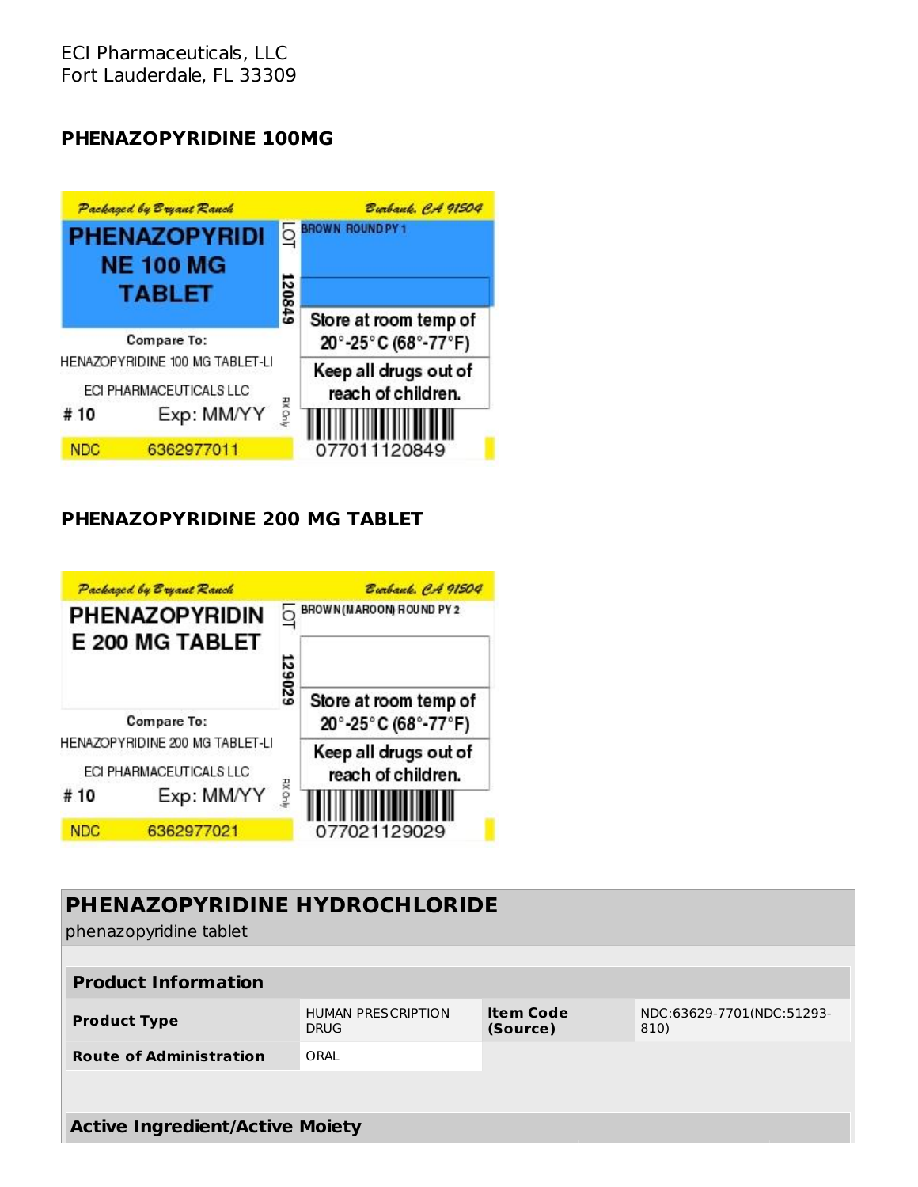ECI Pharmaceuticals, LLC
Fort Lauderdale, FL 33309

## PHENAZOPYRIDINE 100MG

Packaged by Bryant Ranch    Burbank, CA 91504

**PHENAZOPYRIDINE 100 MG TABLET**

LOT 120849

BROWN ROUND PY 1

Store at room temp of 20°-25°C (68°-77°F)

Keep all drugs out of reach of children.

Compare To:
HENAZOPYRIDINE 100 MG TABLET-LI
ECI PHARMACEUTICALS LLC

# 10    Exp: MM/YY    RX Only

NDC 6362977011

077011120849

## PHENAZOPYRIDINE 200 MG TABLET

Packaged by Bryant Ranch    Burbank, CA 91504

**PHENAZOPYRIDINE 200 MG TABLET**

LOT 129029

BROWN(MAROON) ROUND PY 2

Store at room temp of 20°-25°C (68°-77°F)

Keep all drugs out of reach of children.

Compare To:
HENAZOPYRIDINE 200 MG TABLET-LI
ECI PHARMACEUTICALS LLC

# 10    Exp: MM/YY    RX Only

NDC 6362977021

077021129029

| PHENAZOPYRIDINE HYDROCHLORIDE<br>phenazopyridine tablet | | | |
|---|---|---|---|
| **Product Information** | | | |
| **Product Type** | HUMAN PRESCRIPTION DRUG | **Item Code (Source)** | NDC:63629-7701(NDC:51293-810) |
| **Route of Administration** | ORAL | | |
| **Active Ingredient/Active Moiety** | | | |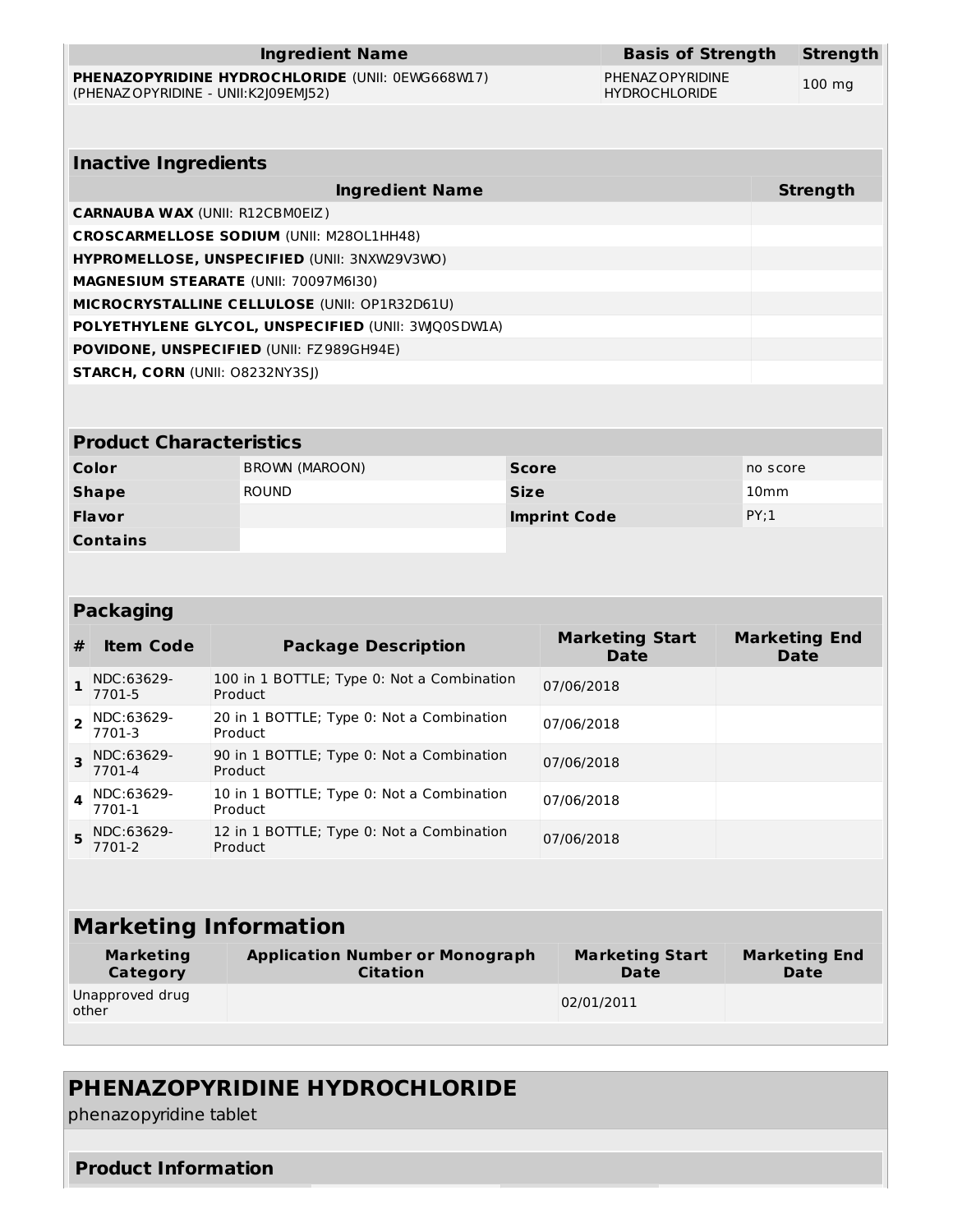| Ingredient Name | Basis of Strength | Strength |
|---|---|---|
| **PHENAZOPYRIDINE HYDROCHLORIDE** (UNII: 0EWG668W17) (PHENAZOPYRIDINE - UNII:K2J09EMJ52) | PHENAZOPYRIDINE HYDROCHLORIDE | 100 mg |

| Inactive Ingredients | |
|---|---|
| **Ingredient Name** | **Strength** |
| **CARNAUBA WAX** (UNII: R12CBM0EIZ) | |
| **CROSCARMELLOSE SODIUM** (UNII: M28OL1HH48) | |
| **HYPROMELLOSE, UNSPECIFIED** (UNII: 3NXW29V3WO) | |
| **MAGNESIUM STEARATE** (UNII: 70097M6I30) | |
| **MICROCRYSTALLINE CELLULOSE** (UNII: OP1R32D61U) | |
| **POLYETHYLENE GLYCOL, UNSPECIFIED** (UNII: 3WJQ0SDW1A) | |
| **POVIDONE, UNSPECIFIED** (UNII: FZ989GH94E) | |
| **STARCH, CORN** (UNII: O8232NY3SJ) | |

| Product Characteristics | | | |
|---|---|---|---|
| **Color** | BROWN (MAROON) | **Score** | no score |
| **Shape** | ROUND | **Size** | 10mm |
| **Flavor** | | **Imprint Code** | PY;1 |
| **Contains** | | | |

| Packaging | | | | |
|---|---|---|---|---|
| **#** | **Item Code** | **Package Description** | **Marketing Start Date** | **Marketing End Date** |
| 1 | NDC:63629-7701-5 | 100 in 1 BOTTLE; Type 0: Not a Combination Product | 07/06/2018 | |
| 2 | NDC:63629-7701-3 | 20 in 1 BOTTLE; Type 0: Not a Combination Product | 07/06/2018 | |
| 3 | NDC:63629-7701-4 | 90 in 1 BOTTLE; Type 0: Not a Combination Product | 07/06/2018 | |
| 4 | NDC:63629-7701-1 | 10 in 1 BOTTLE; Type 0: Not a Combination Product | 07/06/2018 | |
| 5 | NDC:63629-7701-2 | 12 in 1 BOTTLE; Type 0: Not a Combination Product | 07/06/2018 | |

| Marketing Information | | | |
|---|---|---|---|
| **Marketing Category** | **Application Number or Monograph Citation** | **Marketing Start Date** | **Marketing End Date** |
| Unapproved drug other | | 02/01/2011 | |

## PHENAZOPYRIDINE HYDROCHLORIDE

phenazopyridine tablet

### Product Information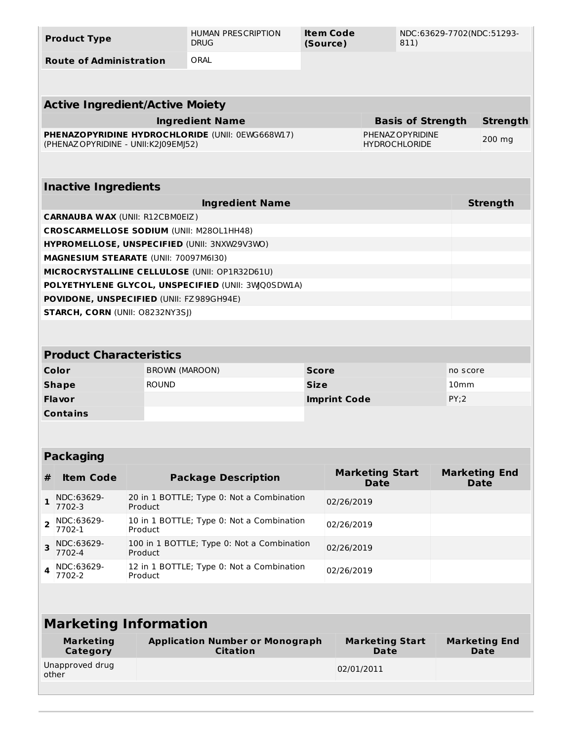| Product Type | HUMAN PRESCRIPTION DRUG | Item Code (Source) | NDC:63629-7702(NDC:51293-811) |
|---|---|---|---|
| Route of Administration | ORAL | | |

## Active Ingredient/Active Moiety

| Ingredient Name | Basis of Strength | Strength |
|---|---|---|
| **PHENAZOPYRIDINE HYDROCHLORIDE** (UNII: 0EWG668W17) (PHENAZOPYRIDINE - UNII:K2J09EMJ52) | PHENAZOPYRIDINE HYDROCHLORIDE | 200 mg |

## Inactive Ingredients

| Ingredient Name | Strength |
|---|---|
| **CARNAUBA WAX** (UNII: R12CBM0EIZ) | |
| **CROSCARMELLOSE SODIUM** (UNII: M28OL1HH48) | |
| **HYPROMELLOSE, UNSPECIFIED** (UNII: 3NXW29V3WO) | |
| **MAGNESIUM STEARATE** (UNII: 70097M6I30) | |
| **MICROCRYSTALLINE CELLULOSE** (UNII: OP1R32D61U) | |
| **POLYETHYLENE GLYCOL, UNSPECIFIED** (UNII: 3WJQ0SDW1A) | |
| **POVIDONE, UNSPECIFIED** (UNII: FZ989GH94E) | |
| **STARCH, CORN** (UNII: O8232NY3SJ) | |

## Product Characteristics

| | | | |
|---|---|---|---|
| **Color** | BROWN (MAROON) | **Score** | no score |
| **Shape** | ROUND | **Size** | 10mm |
| **Flavor** | | **Imprint Code** | PY;2 |
| **Contains** | | | |

## Packaging

| # | Item Code | Package Description | Marketing Start Date | Marketing End Date |
|---|---|---|---|---|
| 1 | NDC:63629-7702-3 | 20 in 1 BOTTLE; Type 0: Not a Combination Product | 02/26/2019 | |
| 2 | NDC:63629-7702-1 | 10 in 1 BOTTLE; Type 0: Not a Combination Product | 02/26/2019 | |
| 3 | NDC:63629-7702-4 | 100 in 1 BOTTLE; Type 0: Not a Combination Product | 02/26/2019 | |
| 4 | NDC:63629-7702-2 | 12 in 1 BOTTLE; Type 0: Not a Combination Product | 02/26/2019 | |

## Marketing Information

| Marketing Category | Application Number or Monograph Citation | Marketing Start Date | Marketing End Date |
|---|---|---|---|
| Unapproved drug other | | 02/01/2011 | |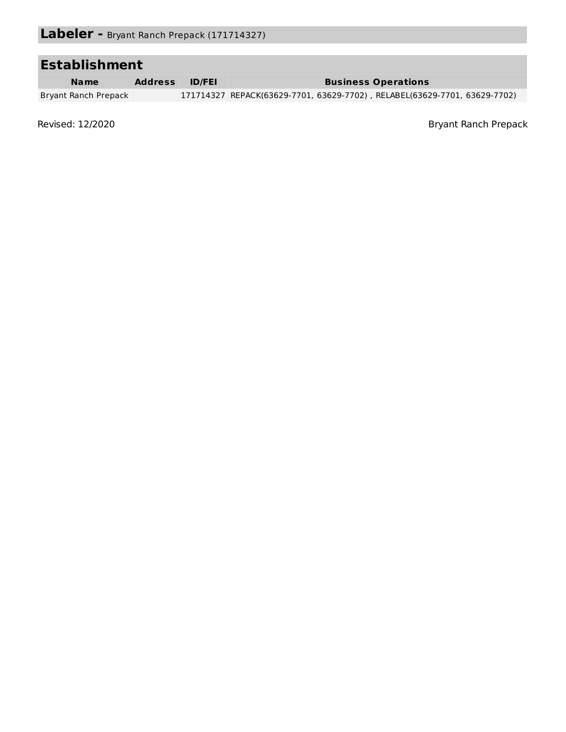**Labeler -** Bryant Ranch Prepack (171714327)

| **Establishment** | | | |
|---|---|---|---|
| **Name** | **Address** | **ID/FEI** | **Business Operations** |
| Bryant Ranch Prepack | | 171714327 | REPACK(63629-7701, 63629-7702) , RELABEL(63629-7701, 63629-7702) |

Revised: 12/2020

Bryant Ranch Prepack